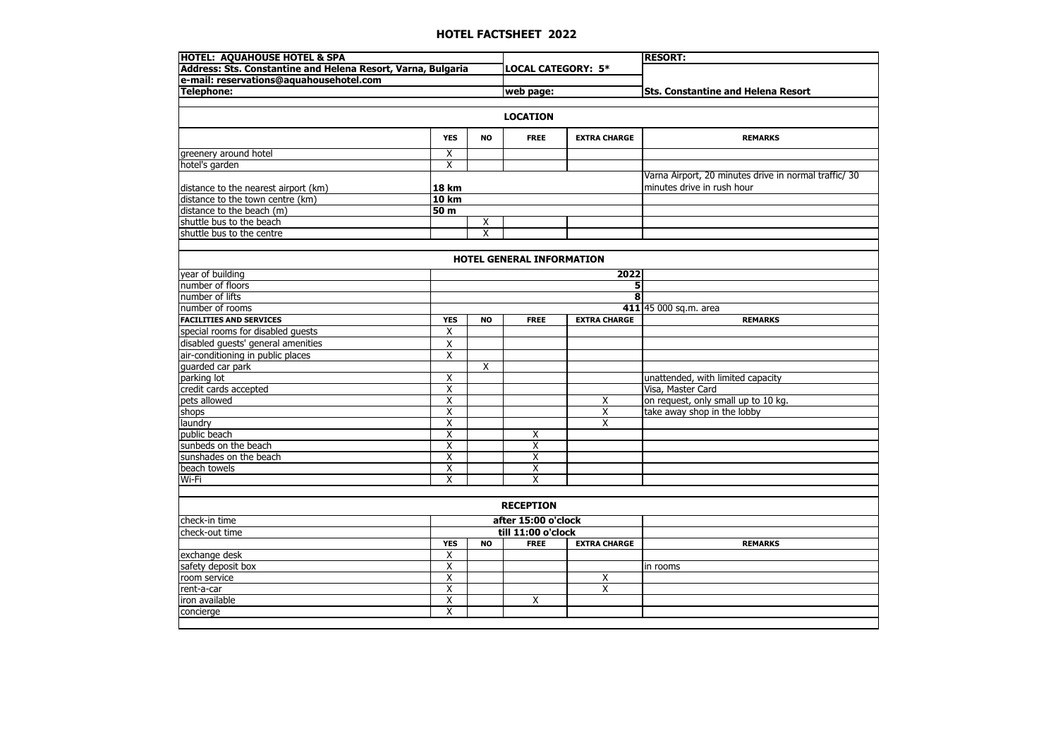# HOTEL FACTSHEET 2022

| | | | |
|---|---|---|---|
| **HOTEL: AQUAHOUSE HOTEL & SPA** | | | **RESORT:** |
| **Address: Sts. Constantine and Helena Resort, Varna, Bulgaria** | | **LOCAL CATEGORY: 5*** | |
| **e-mail: reservations@aquahousehotel.com** | | | |
| **Telephone:** | | **web page:** | **Sts. Constantine and Helena Resort** |

## LOCATION

| | YES | NO | FREE | EXTRA CHARGE | REMARKS |
|---|---|---|---|---|---|
| greenery around hotel | X | | | | |
| hotel's garden | X | | | | |
| distance to the nearest airport (km) | **18 km** | | | | Varna Airport, 20 minutes drive in normal traffic/ 30 minutes drive in rush hour |
| distance to the town centre (km) | **10 km** | | | | |
| distance to the beach (m) | **50 m** | | | | |
| shuttle bus to the beach | | X | | | |
| shuttle bus to the centre | | X | | | |

## HOTEL GENERAL INFORMATION

| | | | | | |
|---|---|---|---|---|---|
| year of building | | | | **2022** | |
| number of floors | | | | **5** | |
| number of lifts | | | | **8** | |
| number of rooms | | | | **411** | 45 000 sq.m. area |
| **FACILITIES AND SERVICES** | **YES** | **NO** | **FREE** | **EXTRA CHARGE** | **REMARKS** |
| special rooms for disabled guests | X | | | | |
| disabled guests' general amenities | X | | | | |
| air-conditioning in public places | X | | | | |
| guarded car park | | X | | | |
| parking lot | X | | | | unattended, with limited capacity |
| credit cards accepted | X | | | | Visa, Master Card |
| pets allowed | X | | | X | on request, only small up to 10 kg. |
| shops | X | | | X | take away shop in the lobby |
| laundry | X | | | X | |
| public beach | X | | X | | |
| sunbeds on the beach | X | | X | | |
| sunshades on the beach | X | | X | | |
| beach towels | X | | X | | |
| Wi-Fi | X | | X | | |

## RECEPTION

| | | | | | |
|---|---|---|---|---|---|
| check-in time | | | after 15:00 o'clock | | |
| check-out time | | | till 11:00 o'clock | | |
| | **YES** | **NO** | **FREE** | **EXTRA CHARGE** | **REMARKS** |
| exchange desk | X | | | | |
| safety deposit box | X | | | | in rooms |
| room service | X | | | X | |
| rent-a-car | X | | | X | |
| iron available | X | | X | | |
| concierge | X | | | | |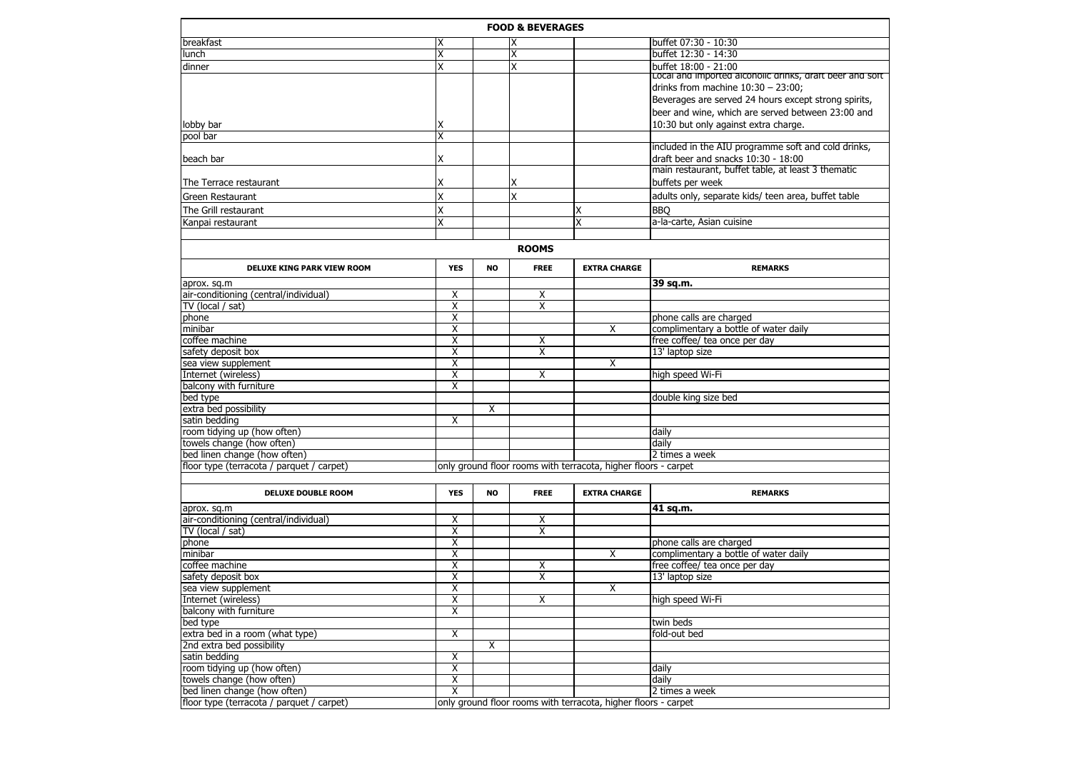| FOOD & BEVERAGES | | | | | |
|---|---|---|---|---|---|
| breakfast | X | | X | | buffet 07:30 - 10:30 |
| lunch | X | | X | | buffet 12:30 - 14:30 |
| dinner | X | | X | | buffet 18:00 - 21:00 |
| lobby bar | X | | | | Local and imported alcoholic drinks, draft beer and soft drinks from machine 10:30 – 23:00; Beverages are served 24 hours except strong spirits, beer and wine, which are served between 23:00 and 10:30 but only against extra charge. |
| pool bar | X | | | | |
| beach bar | X | | | | included in the AIU programme soft and cold drinks, draft beer and snacks 10:30 - 18:00 |
| The Terrace restaurant | X | | X | | main restaurant, buffet table, at least 3 thematic buffets per week |
| Green Restaurant | X | | X | | adults only, separate kids/ teen area, buffet table |
| The Grill restaurant | X | | | X | BBQ |
| Kanpai restaurant | X | | | X | a-la-carte, Asian cuisine |

## ROOMS

| DELUXE KING PARK VIEW ROOM | YES | NO | FREE | EXTRA CHARGE | REMARKS |
|---|---|---|---|---|---|
| aprox. sq.m | | | | | **39 sq.m.** |
| air-conditioning (central/individual) | X | | X | | |
| TV (local / sat) | X | | X | | |
| phone | X | | | | phone calls are charged |
| minibar | X | | | X | complimentary a bottle of water daily |
| coffee machine | X | | X | | free coffee/ tea once per day |
| safety deposit box | X | | X | | 13' laptop size |
| sea view supplement | X | | | X | |
| Internet (wireless) | X | | X | | high speed Wi-Fi |
| balcony with furniture | X | | | | |
| bed type | | | | | double king size bed |
| extra bed possibility | | X | | | |
| satin bedding | X | | | | |
| room tidying up (how often) | | | | | daily |
| towels change (how often) | | | | | daily |
| bed linen change (how often) | | | | | 2 times a week |
| floor type (terracota / parquet / carpet) | only ground floor rooms with terracota, higher floors - carpet | | | | |

| DELUXE DOUBLE ROOM | YES | NO | FREE | EXTRA CHARGE | REMARKS |
|---|---|---|---|---|---|
| aprox. sq.m | | | | | **41 sq.m.** |
| air-conditioning (central/individual) | X | | X | | |
| TV (local / sat) | X | | X | | |
| phone | X | | | | phone calls are charged |
| minibar | X | | | X | complimentary a bottle of water daily |
| coffee machine | X | | X | | free coffee/ tea once per day |
| safety deposit box | X | | X | | 13' laptop size |
| sea view supplement | X | | | X | |
| Internet (wireless) | X | | X | | high speed Wi-Fi |
| balcony with furniture | X | | | | |
| bed type | | | | | twin beds |
| extra bed in a room (what type) | X | | | | fold-out bed |
| 2nd extra bed possibility | | X | | | |
| satin bedding | X | | | | |
| room tidying up (how often) | X | | | | daily |
| towels change (how often) | X | | | | daily |
| bed linen change (how often) | X | | | | 2 times a week |
| floor type (terracota / parquet / carpet) | only ground floor rooms with terracota, higher floors - carpet | | | | |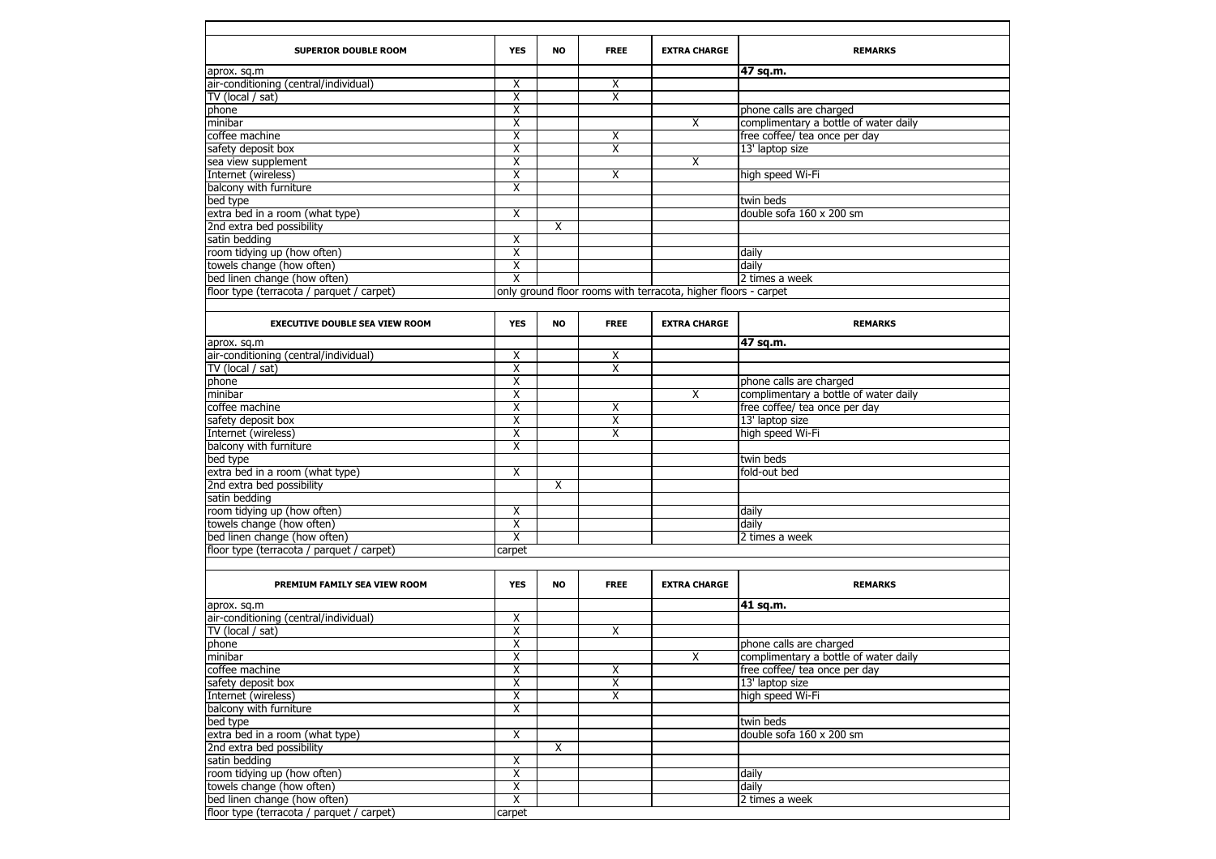| SUPERIOR DOUBLE ROOM | YES | NO | FREE | EXTRA CHARGE | REMARKS |
|---|---|---|---|---|---|
| aprox. sq.m | | | | | **47 sq.m.** |
| air-conditioning (central/individual) | X | | X | | |
| TV (local / sat) | X | | X | | |
| phone | X | | | | phone calls are charged |
| minibar | X | | | X | complimentary a bottle of water daily |
| coffee machine | X | | X | | free coffee/ tea once per day |
| safety deposit box | X | | X | | 13' laptop size |
| sea view supplement | X | | | X | |
| Internet (wireless) | X | | X | | high speed Wi-Fi |
| balcony with furniture | X | | | | |
| bed type | | | | | twin beds |
| extra bed in a room (what type) | X | | | | double sofa 160 x 200 sm |
| 2nd extra bed possibility | | X | | | |
| satin bedding | X | | | | |
| room tidying up (how often) | X | | | | daily |
| towels change (how often) | X | | | | daily |
| bed linen change (how often) | X | | | | 2 times a week |
| floor type (terracota / parquet / carpet) | only ground floor rooms with terracota, higher floors - carpet | | | | |

| EXECUTIVE DOUBLE SEA VIEW ROOM | YES | NO | FREE | EXTRA CHARGE | REMARKS |
|---|---|---|---|---|---|
| aprox. sq.m | | | | | **47 sq.m.** |
| air-conditioning (central/individual) | X | | X | | |
| TV (local / sat) | X | | X | | |
| phone | X | | | | phone calls are charged |
| minibar | X | | | X | complimentary a bottle of water daily |
| coffee machine | X | | X | | free coffee/ tea once per day |
| safety deposit box | X | | X | | 13' laptop size |
| Internet (wireless) | X | | X | | high speed Wi-Fi |
| balcony with furniture | X | | | | |
| bed type | | | | | twin beds |
| extra bed in a room (what type) | X | | | | fold-out bed |
| 2nd extra bed possibility | | X | | | |
| satin bedding | | | | | |
| room tidying up (how often) | X | | | | daily |
| towels change (how often) | X | | | | daily |
| bed linen change (how often) | X | | | | 2 times a week |
| floor type (terracota / parquet / carpet) | carpet | | | | |

| PREMIUM FAMILY SEA VIEW ROOM | YES | NO | FREE | EXTRA CHARGE | REMARKS |
|---|---|---|---|---|---|
| aprox. sq.m | | | | | **41 sq.m.** |
| air-conditioning (central/individual) | X | | | | |
| TV (local / sat) | X | | X | | |
| phone | X | | | | phone calls are charged |
| minibar | X | | | X | complimentary a bottle of water daily |
| coffee machine | X | | X | | free coffee/ tea once per day |
| safety deposit box | X | | X | | 13' laptop size |
| Internet (wireless) | X | | X | | high speed Wi-Fi |
| balcony with furniture | X | | | | |
| bed type | | | | | twin beds |
| extra bed in a room (what type) | X | | | | double sofa 160 x 200 sm |
| 2nd extra bed possibility | | X | | | |
| satin bedding | X | | | | |
| room tidying up (how often) | X | | | | daily |
| towels change (how often) | X | | | | daily |
| bed linen change (how often) | X | | | | 2 times a week |
| floor type (terracota / parquet / carpet) | carpet | | | | |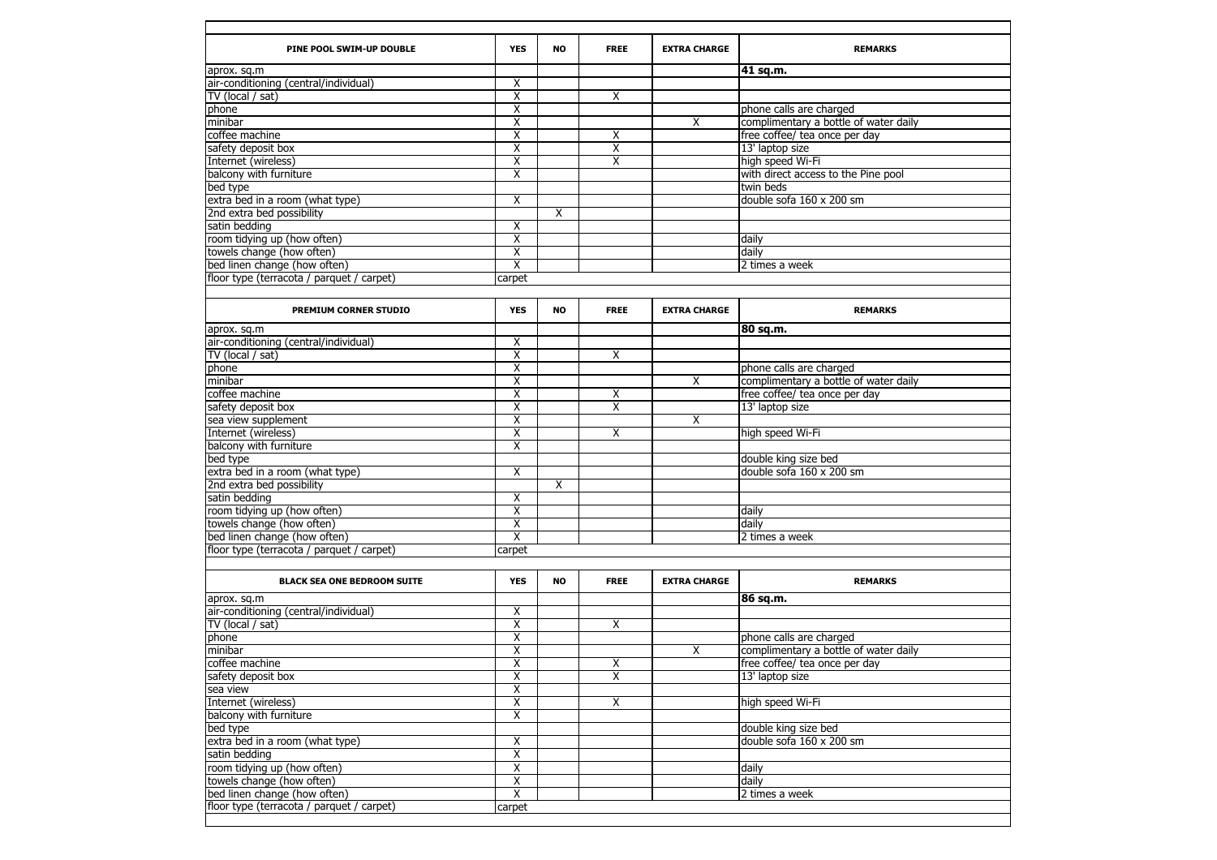| PINE POOL SWIM-UP DOUBLE | YES | NO | FREE | EXTRA CHARGE | REMARKS |
|---|---|---|---|---|---|
| aprox. sq.m | | | | | **41 sq.m.** |
| air-conditioning (central/individual) | X | | | | |
| TV (local / sat) | X | | X | | |
| phone | X | | | | phone calls are charged |
| minibar | X | | | X | complimentary a bottle of water daily |
| coffee machine | X | | X | | free coffee/ tea once per day |
| safety deposit box | X | | X | | 13' laptop size |
| Internet (wireless) | X | | X | | high speed Wi-Fi |
| balcony with furniture | X | | | | with direct access to the Pine pool |
| bed type | | | | | twin beds |
| extra bed in a room (what type) | X | | | | double sofa 160 x 200 sm |
| 2nd extra bed possibility | | X | | | |
| satin bedding | X | | | | |
| room tidying up (how often) | X | | | | daily |
| towels change (how often) | X | | | | daily |
| bed linen change (how often) | X | | | | 2 times a week |
| floor type (terracota / parquet / carpet) | carpet | | | | |

| PREMIUM CORNER STUDIO | YES | NO | FREE | EXTRA CHARGE | REMARKS |
|---|---|---|---|---|---|
| aprox. sq.m | | | | | **80 sq.m.** |
| air-conditioning (central/individual) | X | | | | |
| TV (local / sat) | X | | X | | |
| phone | X | | | | phone calls are charged |
| minibar | X | | | X | complimentary a bottle of water daily |
| coffee machine | X | | X | | free coffee/ tea once per day |
| safety deposit box | X | | X | | 13' laptop size |
| sea view supplement | X | | | X | |
| Internet (wireless) | X | | X | | high speed Wi-Fi |
| balcony with furniture | X | | | | |
| bed type | | | | | double king size bed |
| extra bed in a room (what type) | X | | | | double sofa 160 x 200 sm |
| 2nd extra bed possibility | | X | | | |
| satin bedding | X | | | | |
| room tidying up (how often) | X | | | | daily |
| towels change (how often) | X | | | | daily |
| bed linen change (how often) | X | | | | 2 times a week |
| floor type (terracota / parquet / carpet) | carpet | | | | |

| BLACK SEA ONE BEDROOM SUITE | YES | NO | FREE | EXTRA CHARGE | REMARKS |
|---|---|---|---|---|---|
| aprox. sq.m | | | | | **86 sq.m.** |
| air-conditioning (central/individual) | X | | | | |
| TV (local / sat) | X | | X | | |
| phone | X | | | | phone calls are charged |
| minibar | X | | | X | complimentary a bottle of water daily |
| coffee machine | X | | X | | free coffee/ tea once per day |
| safety deposit box | X | | X | | 13' laptop size |
| sea view | X | | | | |
| Internet (wireless) | X | | X | | high speed Wi-Fi |
| balcony with furniture | X | | | | |
| bed type | | | | | double king size bed |
| extra bed in a room (what type) | X | | | | double sofa 160 x 200 sm |
| satin bedding | X | | | | |
| room tidying up (how often) | X | | | | daily |
| towels change (how often) | X | | | | daily |
| bed linen change (how often) | X | | | | 2 times a week |
| floor type (terracota / parquet / carpet) | carpet | | | | |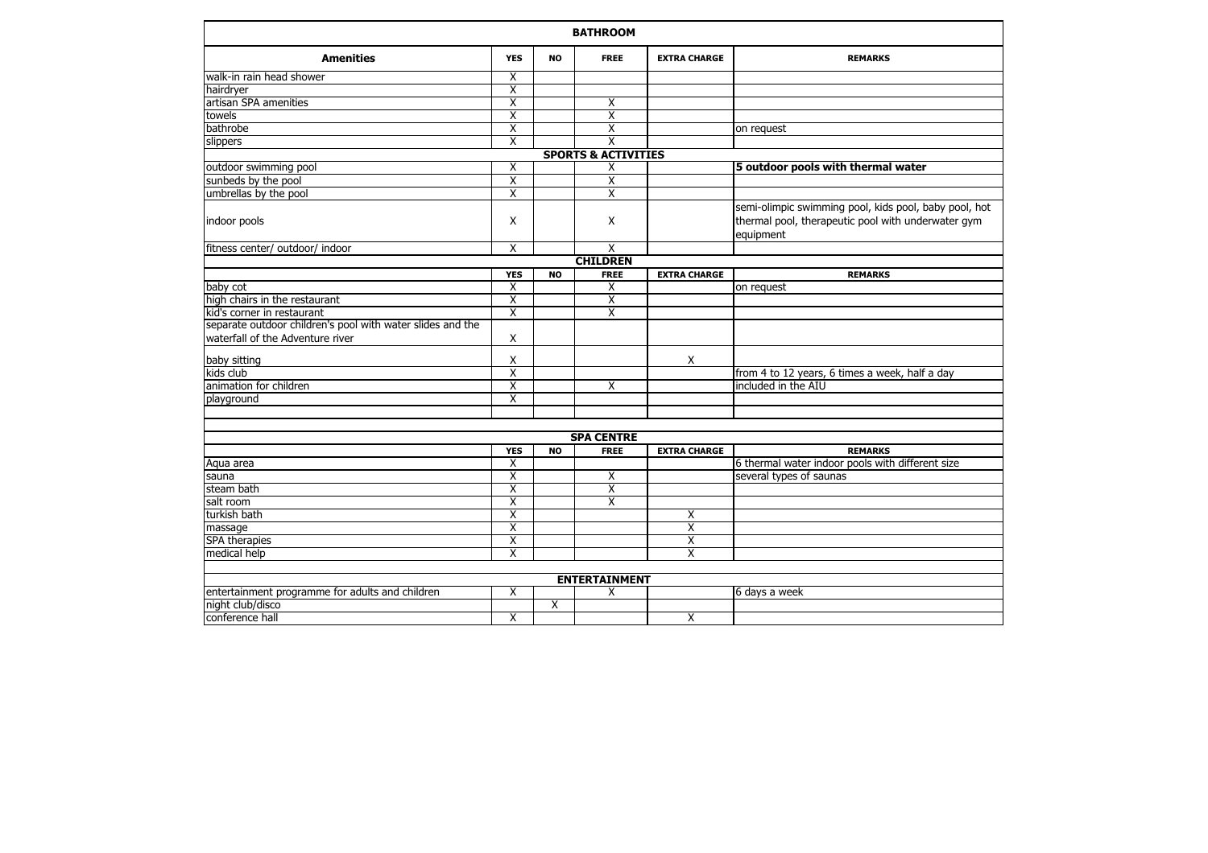| BATHROOM | | | | | |
|---|---|---|---|---|---|
| **Amenities** | **YES** | **NO** | **FREE** | **EXTRA CHARGE** | **REMARKS** |
| walk-in rain head shower | X | | | | |
| hairdryer | X | | | | |
| artisan SPA amenities | X | | X | | |
| towels | X | | X | | |
| bathrobe | X | | X | | on request |
| slippers | X | | X | | |
| **SPORTS & ACTIVITIES** | | | | | |
| outdoor swimming pool | X | | X | | **5 outdoor pools with thermal water** |
| sunbeds by the pool | X | | X | | |
| umbrellas by the pool | X | | X | | |
| indoor pools | X | | X | | semi-olimpic swimming pool, kids pool, baby pool, hot thermal pool, therapeutic pool with underwater gym equipment |
| fitness center/ outdoor/ indoor | X | | X | | |
| **CHILDREN** | | | | | |
| | **YES** | **NO** | **FREE** | **EXTRA CHARGE** | **REMARKS** |
| baby cot | X | | X | | on request |
| high chairs in the restaurant | X | | X | | |
| kid's corner in restaurant | X | | X | | |
| separate outdoor children's pool with water slides and the waterfall of the Adventure river | X | | | | |
| baby sitting | X | | | X | |
| kids club | X | | | | from 4 to 12 years, 6 times a week, half a day |
| animation for children | X | | X | | included in the AIU |
| playground | X | | | | |
| | | | | | |
| **SPA CENTRE** | | | | | |
| | **YES** | **NO** | **FREE** | **EXTRA CHARGE** | **REMARKS** |
| Aqua area | X | | | | 6 thermal water indoor pools with different size |
| sauna | X | | X | | several types of saunas |
| steam bath | X | | X | | |
| salt room | X | | X | | |
| turkish bath | X | | | X | |
| massage | X | | | X | |
| SPA therapies | X | | | X | |
| medical help | X | | | X | |
| **ENTERTAINMENT** | | | | | |
| entertainment programme for adults and children | X | | X | | 6 days a week |
| night club/disco | | X | | | |
| conference hall | X | | | X | |